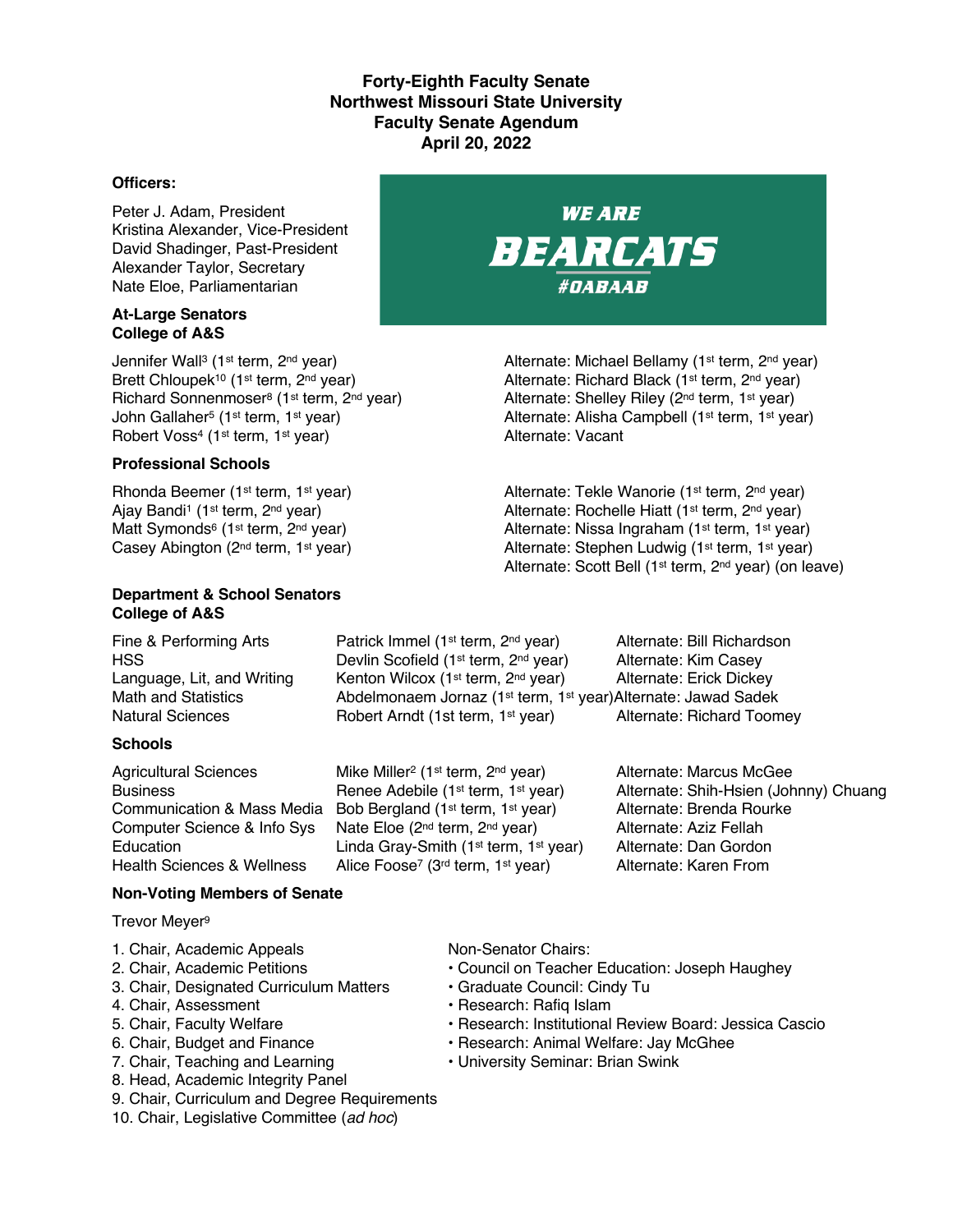**Forty-Eighth Faculty Senate**
**Northwest Missouri State University**
**Faculty Senate Agendum**
**April 20, 2022**

**Officers:**

Peter J. Adam, President
Kristina Alexander, Vice-President
David Shadinger, Past-President
Alexander Taylor, Secretary
Nate Eloe, Parliamentarian

WE ARE BEARCATS #OABAAB

**At-Large Senators**
**College of A&S**

| Senator | Alternate |
|---|---|
| Jennifer Wall[3] (1st term, 2nd year) | Alternate: Michael Bellamy (1st term, 2nd year) |
| Brett Chloupek[10] (1st term, 2nd year) | Alternate: Richard Black (1st term, 2nd year) |
| Richard Sonnenmoser[8] (1st term, 2nd year) | Alternate: Shelley Riley (2nd term, 1st year) |
| John Gallaher[5] (1st term, 1st year) | Alternate: Alisha Campbell (1st term, 1st year) |
| Robert Voss[4] (1st term, 1st year) | Alternate: Vacant |

**Professional Schools**

| Senator | Alternate |
|---|---|
| Rhonda Beemer (1st term, 1st year) | Alternate: Tekle Wanorie (1st term, 2nd year) |
| Ajay Bandi[1] (1st term, 2nd year) | Alternate: Rochelle Hiatt (1st term, 2nd year) |
| Matt Symonds[6] (1st term, 2nd year) | Alternate: Nissa Ingraham (1st term, 1st year) |
| Casey Abington (2nd term, 1st year) | Alternate: Stephen Ludwig (1st term, 1st year) |
| | Alternate: Scott Bell (1st term, 2nd year) (on leave) |

**Department & School Senators**
**College of A&S**

| Department | Senator | Alternate |
|---|---|---|
| Fine & Performing Arts | Patrick Immel (1st term, 2nd year) | Alternate: Bill Richardson |
| HSS | Devlin Scofield (1st term, 2nd year) | Alternate: Kim Casey |
| Language, Lit, and Writing | Kenton Wilcox (1st term, 2nd year) | Alternate: Erick Dickey |
| Math and Statistics | Abdelmonaem Jornaz (1st term, 1st year) | Alternate: Jawad Sadek |
| Natural Sciences | Robert Arndt (1st term, 1st year) | Alternate: Richard Toomey |

**Schools**

| School | Senator | Alternate |
|---|---|---|
| Agricultural Sciences | Mike Miller[2] (1st term, 2nd year) | Alternate: Marcus McGee |
| Business | Renee Adebile (1st term, 1st year) | Alternate: Shih-Hsien (Johnny) Chuang |
| Communication & Mass Media | Bob Bergland (1st term, 1st year) | Alternate: Brenda Rourke |
| Computer Science & Info Sys | Nate Eloe (2nd term, 2nd year) | Alternate: Aziz Fellah |
| Education | Linda Gray-Smith (1st term, 1st year) | Alternate: Dan Gordon |
| Health Sciences & Wellness | Alice Foose[7] (3rd term, 1st year) | Alternate: Karen From |

**Non-Voting Members of Senate**

Trevor Meyer[9]

1. Chair, Academic Appeals
2. Chair, Academic Petitions
3. Chair, Designated Curriculum Matters
4. Chair, Assessment
5. Chair, Faculty Welfare
6. Chair, Budget and Finance
7. Chair, Teaching and Learning
8. Head, Academic Integrity Panel
9. Chair, Curriculum and Degree Requirements
10. Chair, Legislative Committee (*ad hoc*)

Non-Senator Chairs:

- Council on Teacher Education: Joseph Haughey
- Graduate Council: Cindy Tu
- Research: Rafiq Islam
- Research: Institutional Review Board: Jessica Cascio
- Research: Animal Welfare: Jay McGhee
- University Seminar: Brian Swink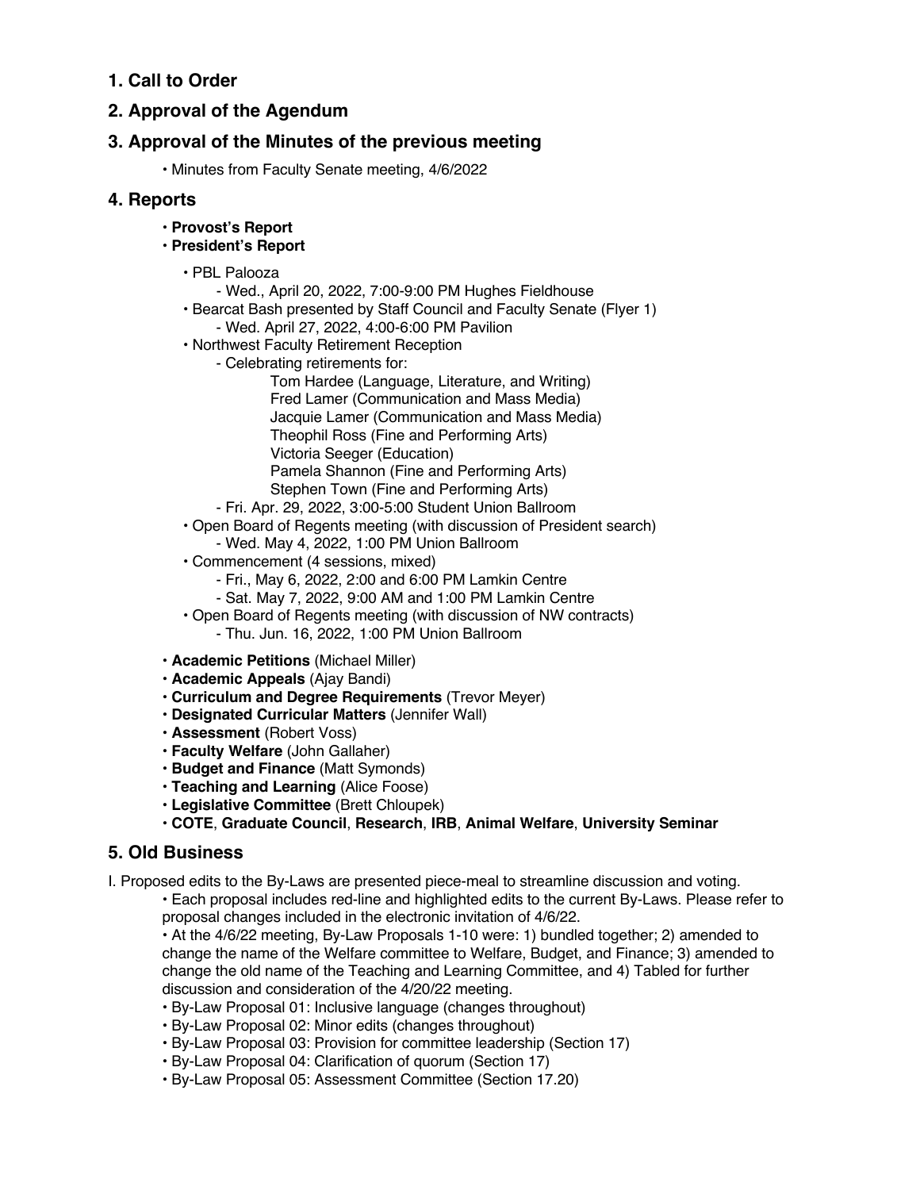## 1. Call to Order

## 2. Approval of the Agendum

## 3. Approval of the Minutes of the previous meeting

- Minutes from Faculty Senate meeting, 4/6/2022

## 4. Reports

- **Provost's Report**
- **President's Report**
  - PBL Palooza
    - Wed., April 20, 2022, 7:00-9:00 PM Hughes Fieldhouse
  - Bearcat Bash presented by Staff Council and Faculty Senate (Flyer 1)
    - Wed. April 27, 2022, 4:00-6:00 PM Pavilion
  - Northwest Faculty Retirement Reception
    - Celebrating retirements for:
      - Tom Hardee (Language, Literature, and Writing)
      - Fred Lamer (Communication and Mass Media)
      - Jacquie Lamer (Communication and Mass Media)
      - Theophil Ross (Fine and Performing Arts)
      - Victoria Seeger (Education)
      - Pamela Shannon (Fine and Performing Arts)
      - Stephen Town (Fine and Performing Arts)
    - Fri. Apr. 29, 2022, 3:00-5:00 Student Union Ballroom
  - Open Board of Regents meeting (with discussion of President search)
    - Wed. May 4, 2022, 1:00 PM Union Ballroom
  - Commencement (4 sessions, mixed)
    - Fri., May 6, 2022, 2:00 and 6:00 PM Lamkin Centre
    - Sat. May 7, 2022, 9:00 AM and 1:00 PM Lamkin Centre
  - Open Board of Regents meeting (with discussion of NW contracts)
    - Thu. Jun. 16, 2022, 1:00 PM Union Ballroom
- **Academic Petitions** (Michael Miller)
- **Academic Appeals** (Ajay Bandi)
- **Curriculum and Degree Requirements** (Trevor Meyer)
- **Designated Curricular Matters** (Jennifer Wall)
- **Assessment** (Robert Voss)
- **Faculty Welfare** (John Gallaher)
- **Budget and Finance** (Matt Symonds)
- **Teaching and Learning** (Alice Foose)
- **Legislative Committee** (Brett Chloupek)
- **COTE**, **Graduate Council**, **Research**, **IRB**, **Animal Welfare**, **University Seminar**

## 5. Old Business

I. Proposed edits to the By-Laws are presented piece-meal to streamline discussion and voting.

- Each proposal includes red-line and highlighted edits to the current By-Laws. Please refer to proposal changes included in the electronic invitation of 4/6/22.
- At the 4/6/22 meeting, By-Law Proposals 1-10 were: 1) bundled together; 2) amended to change the name of the Welfare committee to Welfare, Budget, and Finance; 3) amended to change the old name of the Teaching and Learning Committee, and 4) Tabled for further discussion and consideration of the 4/20/22 meeting.
- By-Law Proposal 01: Inclusive language (changes throughout)
- By-Law Proposal 02: Minor edits (changes throughout)
- By-Law Proposal 03: Provision for committee leadership (Section 17)
- By-Law Proposal 04: Clarification of quorum (Section 17)
- By-Law Proposal 05: Assessment Committee (Section 17.20)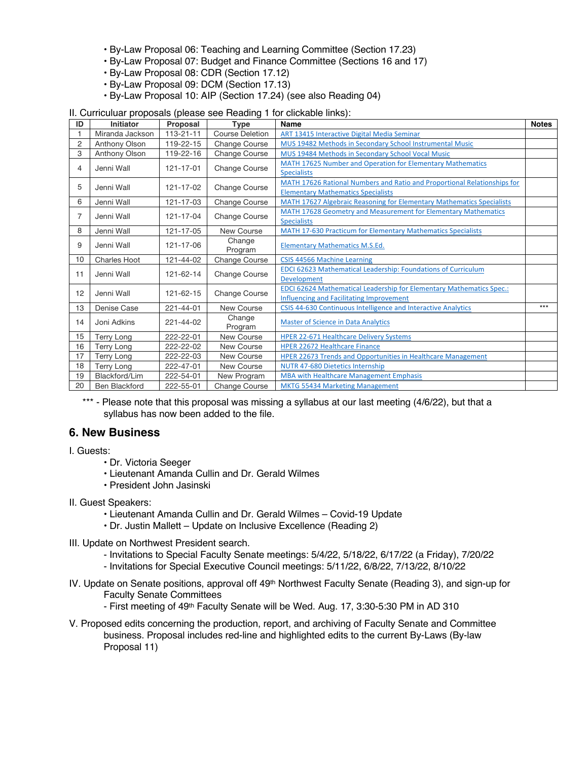- By-Law Proposal 06: Teaching and Learning Committee (Section 17.23)
- By-Law Proposal 07: Budget and Finance Committee (Sections 16 and 17)
- By-Law Proposal 08: CDR (Section 17.12)
- By-Law Proposal 09: DCM (Section 17.13)
- By-Law Proposal 10: AIP (Section 17.24) (see also Reading 04)

II. Curriculuar proposals (please see Reading 1 for clickable links):

| ID | Initiator | Proposal | Type | Name | Notes |
|---|---|---|---|---|---|
| 1 | Miranda Jackson | 113-21-11 | Course Deletion | ART 13415 Interactive Digital Media Seminar | |
| 2 | Anthony Olson | 119-22-15 | Change Course | MUS 19482 Methods in Secondary School Instrumental Music | |
| 3 | Anthony Olson | 119-22-16 | Change Course | MUS 19484 Methods in Secondary School Vocal Music | |
| 4 | Jenni Wall | 121-17-01 | Change Course | MATH 17625 Number and Operation for Elementary Mathematics Specialists | |
| 5 | Jenni Wall | 121-17-02 | Change Course | MATH 17626 Rational Numbers and Ratio and Proportional Relationships for Elementary Mathematics Specialists | |
| 6 | Jenni Wall | 121-17-03 | Change Course | MATH 17627 Algebraic Reasoning for Elementary Mathematics Specialists | |
| 7 | Jenni Wall | 121-17-04 | Change Course | MATH 17628 Geometry and Measurement for Elementary Mathematics Specialists | |
| 8 | Jenni Wall | 121-17-05 | New Course | MATH 17-630 Practicum for Elementary Mathematics Specialists | |
| 9 | Jenni Wall | 121-17-06 | Change Program | Elementary Mathematics M.S.Ed. | |
| 10 | Charles Hoot | 121-44-02 | Change Course | CSIS 44566 Machine Learning | |
| 11 | Jenni Wall | 121-62-14 | Change Course | EDCI 62623 Mathematical Leadership: Foundations of Curriculum Development | |
| 12 | Jenni Wall | 121-62-15 | Change Course | EDCI 62624 Mathematical Leadership for Elementary Mathematics Spec.: Influencing and Facilitating Improvement | |
| 13 | Denise Case | 221-44-01 | New Course | CSIS 44-630 Continuous Intelligence and Interactive Analytics | *** |
| 14 | Joni Adkins | 221-44-02 | Change Program | Master of Science in Data Analytics | |
| 15 | Terry Long | 222-22-01 | New Course | HPER 22-671 Healthcare Delivery Systems | |
| 16 | Terry Long | 222-22-02 | New Course | HPER 22672 Healthcare Finance | |
| 17 | Terry Long | 222-22-03 | New Course | HPER 22673 Trends and Opportunities in Healthcare Management | |
| 18 | Terry Long | 222-47-01 | New Course | NUTR 47-680 Dietetics Internship | |
| 19 | Blackford/Lim | 222-54-01 | New Program | MBA with Healthcare Management Emphasis | |
| 20 | Ben Blackford | 222-55-01 | Change Course | MKTG 55434 Marketing Management | |

*** - Please note that this proposal was missing a syllabus at our last meeting (4/6/22), but that a syllabus has now been added to the file.

## 6. New Business

I. Guests:

- Dr. Victoria Seeger
- Lieutenant Amanda Cullin and Dr. Gerald Wilmes
- President John Jasinski

II. Guest Speakers:

- Lieutenant Amanda Cullin and Dr. Gerald Wilmes – Covid-19 Update
- Dr. Justin Mallett – Update on Inclusive Excellence (Reading 2)

III. Update on Northwest President search.

- Invitations to Special Faculty Senate meetings: 5/4/22, 5/18/22, 6/17/22 (a Friday), 7/20/22
- Invitations for Special Executive Council meetings: 5/11/22, 6/8/22, 7/13/22, 8/10/22

IV. Update on Senate positions, approval off 49th Northwest Faculty Senate (Reading 3), and sign-up for Faculty Senate Committees

- First meeting of 49th Faculty Senate will be Wed. Aug. 17, 3:30-5:30 PM in AD 310

V. Proposed edits concerning the production, report, and archiving of Faculty Senate and Committee business. Proposal includes red-line and highlighted edits to the current By-Laws (By-law Proposal 11)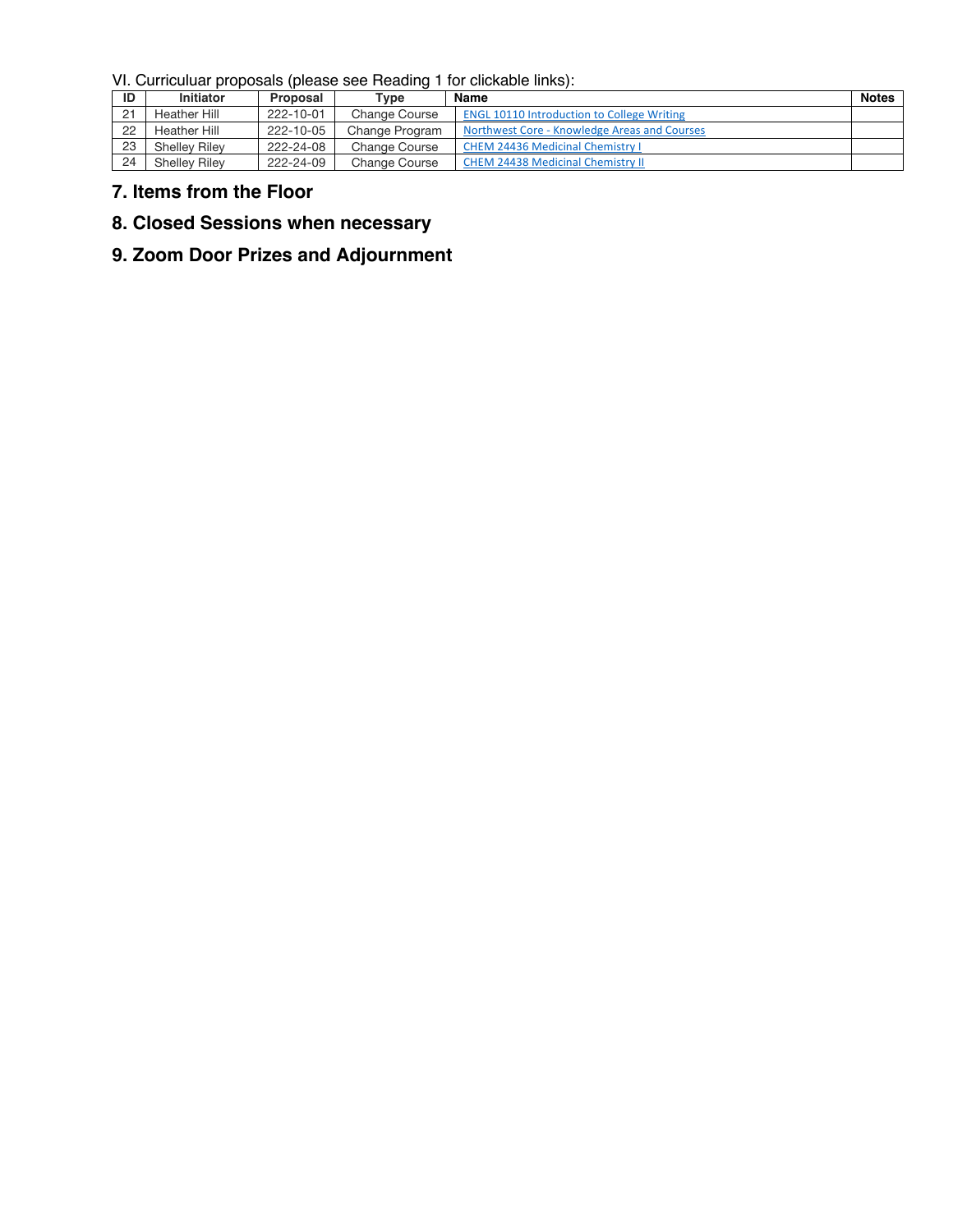VI. Curriculuar proposals (please see Reading 1 for clickable links):

| ID | Initiator | Proposal | Type | Name | Notes |
|---|---|---|---|---|---|
| 21 | Heather Hill | 222-10-01 | Change Course | ENGL 10110 Introduction to College Writing | |
| 22 | Heather Hill | 222-10-05 | Change Program | Northwest Core - Knowledge Areas and Courses | |
| 23 | Shelley Riley | 222-24-08 | Change Course | CHEM 24436 Medicinal Chemistry I | |
| 24 | Shelley Riley | 222-24-09 | Change Course | CHEM 24438 Medicinal Chemistry II | |

## 7. Items from the Floor

## 8. Closed Sessions when necessary

## 9. Zoom Door Prizes and Adjournment